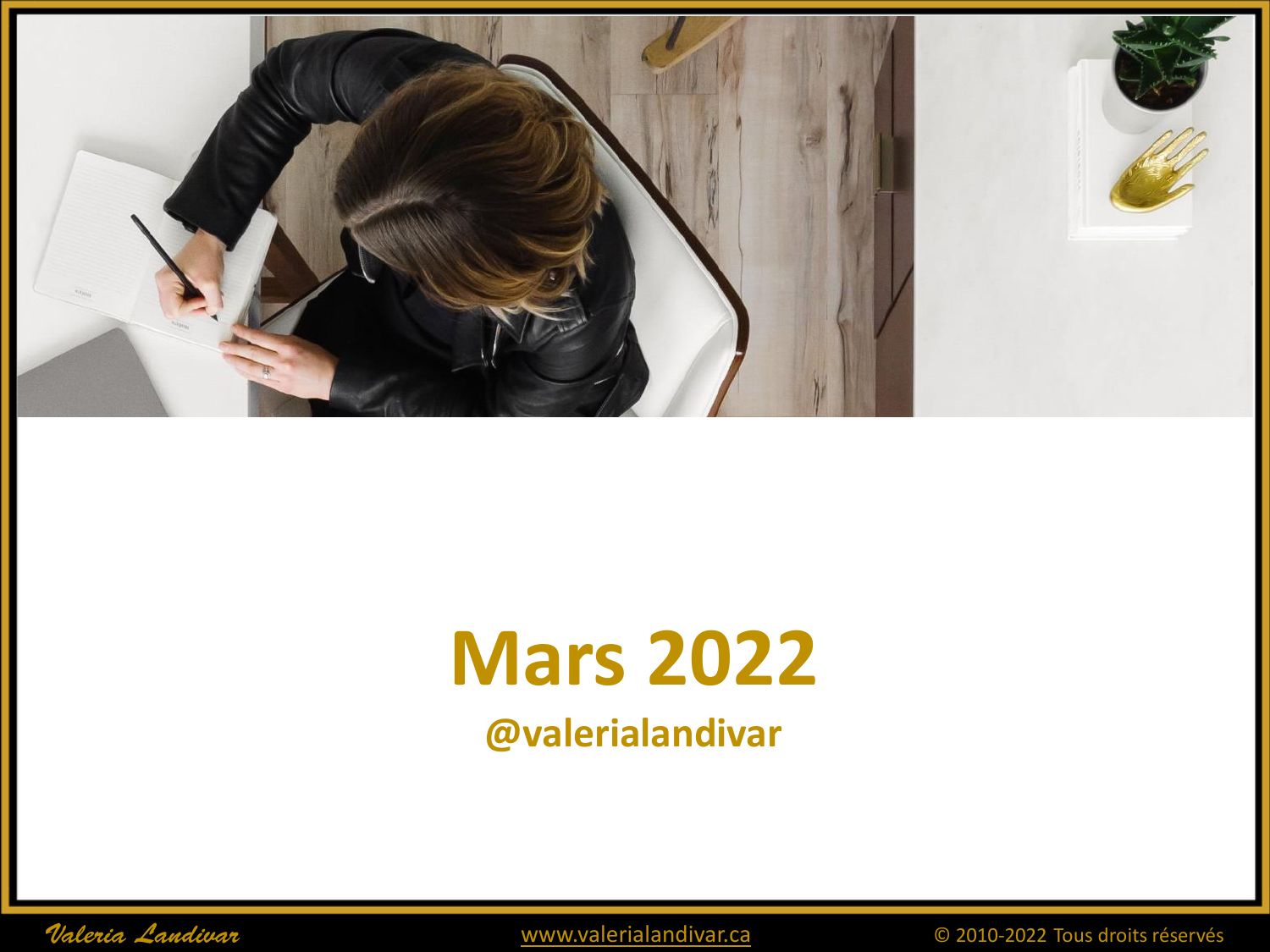# Mars 2022

**@valerialandivar**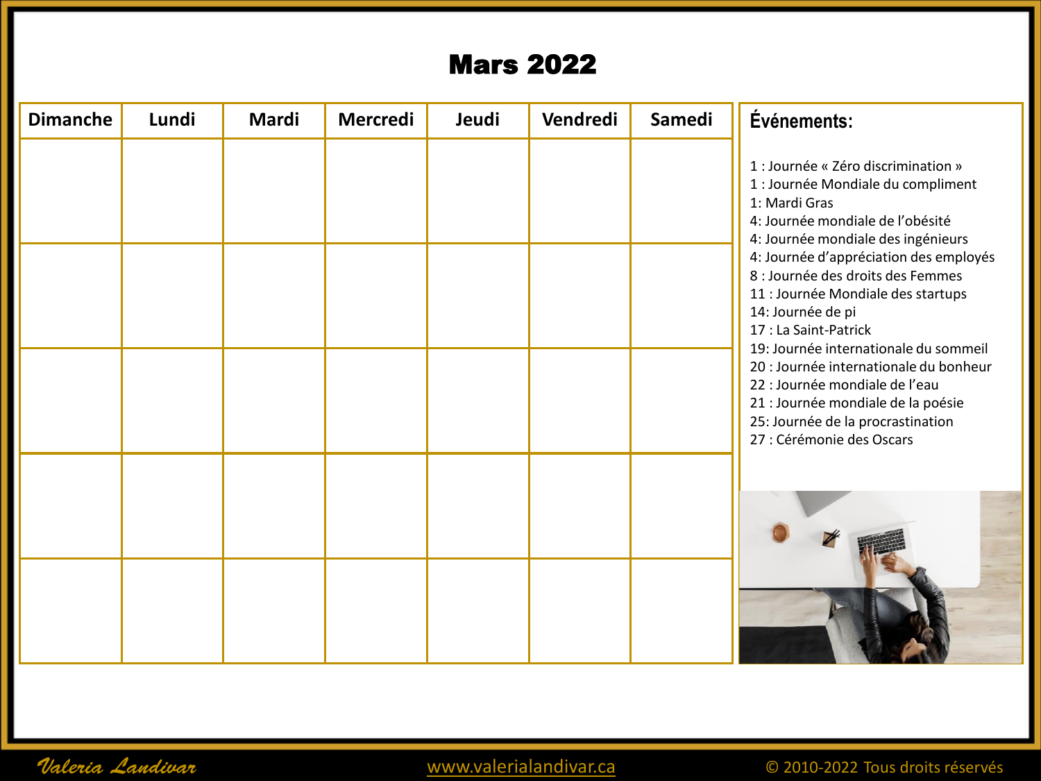# Mars 2022

| Dimanche | Lundi | Mardi | Mercredi | Jeudi | Vendredi | Samedi |
|---|---|---|---|---|---|---|
| | | | | | | |
| | | | | | | |
| | | | | | | |
| | | | | | | |
| | | | | | | |

## Événements:

1 : Journée « Zéro discrimination »
1 : Journée Mondiale du compliment
1: Mardi Gras
4: Journée mondiale de l'obésité
4: Journée mondiale des ingénieurs
4: Journée d'appréciation des employés
8 : Journée des droits des Femmes
11 : Journée Mondiale des startups
14: Journée de pi
17 : La Saint-Patrick
19: Journée internationale du sommeil
20 : Journée internationale du bonheur
22 : Journée mondiale de l'eau
21 : Journée mondiale de la poésie
25: Journée de la procrastination
27 : Cérémonie des Oscars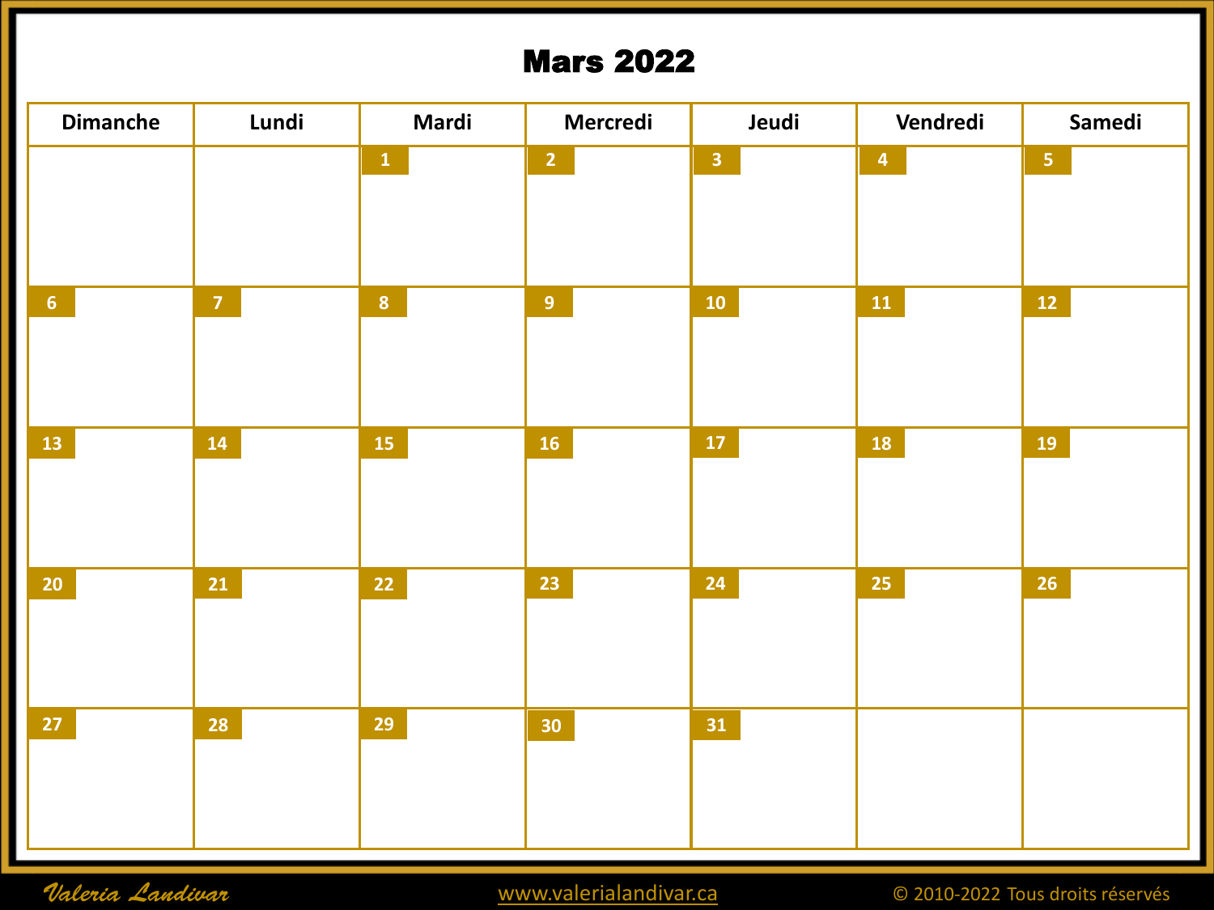# Mars 2022

| Dimanche | Lundi | Mardi | Mercredi | Jeudi | Vendredi | Samedi |
|---|---|---|---|---|---|---|
| | | 1 | 2 | 3 | 4 | 5 |
| 6 | 7 | 8 | 9 | 10 | 11 | 12 |
| 13 | 14 | 15 | 16 | 17 | 18 | 19 |
| 20 | 21 | 22 | 23 | 24 | 25 | 26 |
| 27 | 28 | 29 | 30 | 31 | | |

*Valeria Landivar* www.valerialandivar.ca © 2010-2022 Tous droits réservés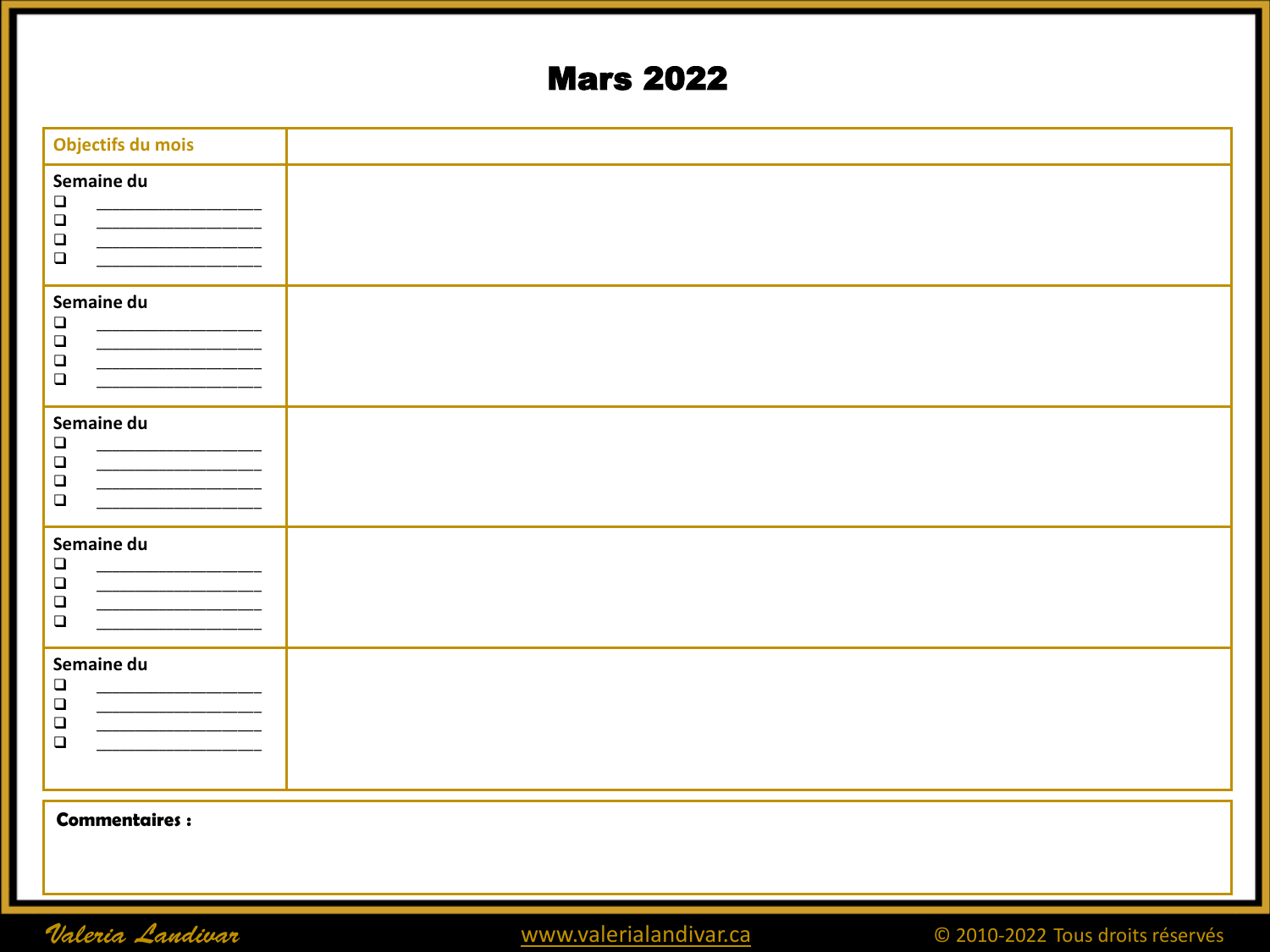# Mars 2022

| Objectifs du mois | |
|---|---|
| **Semaine du**<br>❑ ___________________<br>❑ ___________________<br>❑ ___________________<br>❑ ___________________ | |
| **Semaine du**<br>❑ ___________________<br>❑ ___________________<br>❑ ___________________<br>❑ ___________________ | |
| **Semaine du**<br>❑ ___________________<br>❑ ___________________<br>❑ ___________________<br>❑ ___________________ | |
| **Semaine du**<br>❑ ___________________<br>❑ ___________________<br>❑ ___________________<br>❑ ___________________ | |
| **Semaine du**<br>❑ ___________________<br>❑ ___________________<br>❑ ___________________<br>❑ ___________________ | |

**Commentaires :**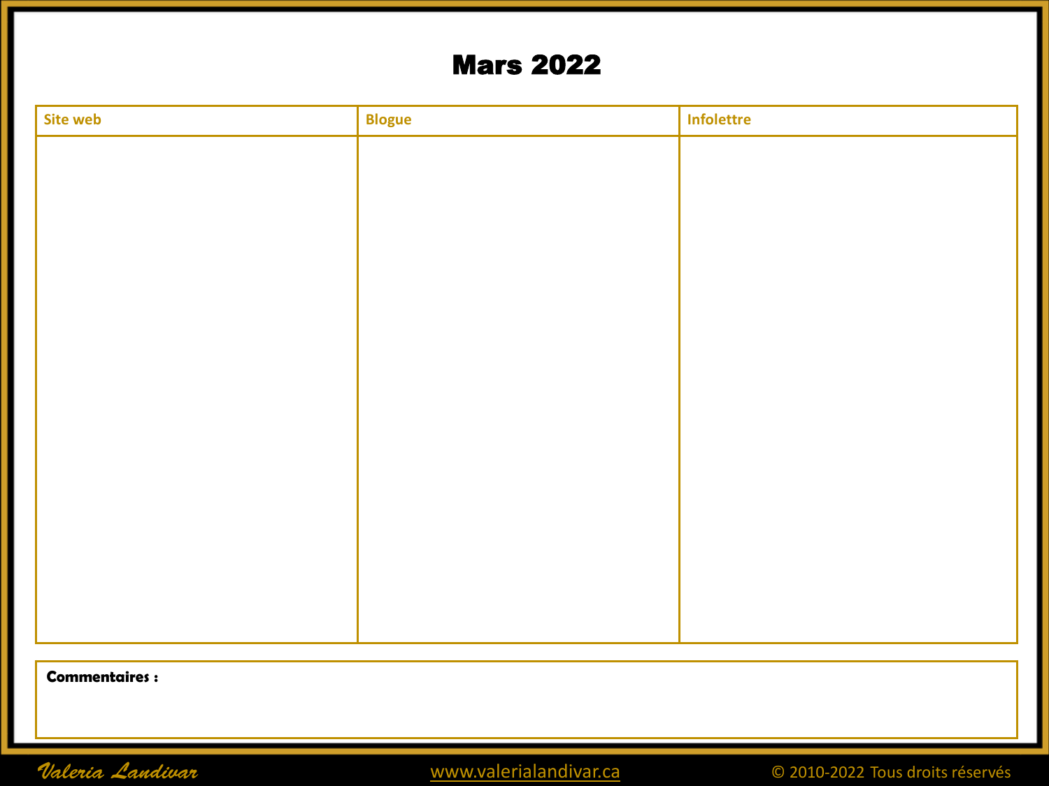# Mars 2022

| Site web | Blogue | Infolettre |
| --- | --- | --- |
| | | |

**Commentaires :**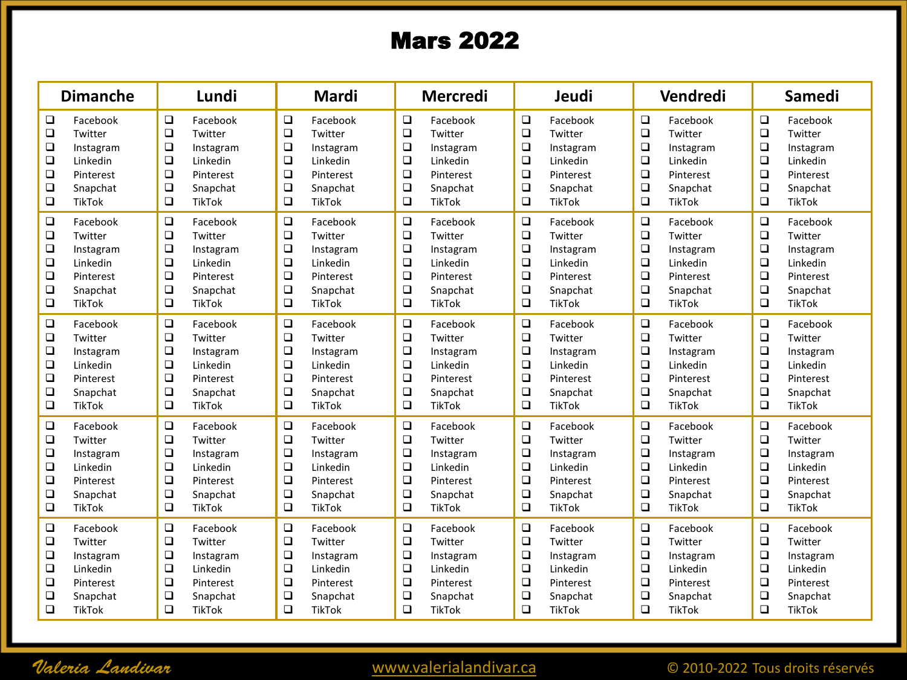# Mars 2022

| Dimanche | Lundi | Mardi | Mercredi | Jeudi | Vendredi | Samedi |
|---|---|---|---|---|---|---|
| ❑ Facebook<br>❑ Twitter<br>❑ Instagram<br>❑ Linkedin<br>❑ Pinterest<br>❑ Snapchat<br>❑ TikTok | ❑ Facebook<br>❑ Twitter<br>❑ Instagram<br>❑ Linkedin<br>❑ Pinterest<br>❑ Snapchat<br>❑ TikTok | ❑ Facebook<br>❑ Twitter<br>❑ Instagram<br>❑ Linkedin<br>❑ Pinterest<br>❑ Snapchat<br>❑ TikTok | ❑ Facebook<br>❑ Twitter<br>❑ Instagram<br>❑ Linkedin<br>❑ Pinterest<br>❑ Snapchat<br>❑ TikTok | ❑ Facebook<br>❑ Twitter<br>❑ Instagram<br>❑ Linkedin<br>❑ Pinterest<br>❑ Snapchat<br>❑ TikTok | ❑ Facebook<br>❑ Twitter<br>❑ Instagram<br>❑ Linkedin<br>❑ Pinterest<br>❑ Snapchat<br>❑ TikTok | ❑ Facebook<br>❑ Twitter<br>❑ Instagram<br>❑ Linkedin<br>❑ Pinterest<br>❑ Snapchat<br>❑ TikTok |
| ❑ Facebook<br>❑ Twitter<br>❑ Instagram<br>❑ Linkedin<br>❑ Pinterest<br>❑ Snapchat<br>❑ TikTok | ❑ Facebook<br>❑ Twitter<br>❑ Instagram<br>❑ Linkedin<br>❑ Pinterest<br>❑ Snapchat<br>❑ TikTok | ❑ Facebook<br>❑ Twitter<br>❑ Instagram<br>❑ Linkedin<br>❑ Pinterest<br>❑ Snapchat<br>❑ TikTok | ❑ Facebook<br>❑ Twitter<br>❑ Instagram<br>❑ Linkedin<br>❑ Pinterest<br>❑ Snapchat<br>❑ TikTok | ❑ Facebook<br>❑ Twitter<br>❑ Instagram<br>❑ Linkedin<br>❑ Pinterest<br>❑ Snapchat<br>❑ TikTok | ❑ Facebook<br>❑ Twitter<br>❑ Instagram<br>❑ Linkedin<br>❑ Pinterest<br>❑ Snapchat<br>❑ TikTok | ❑ Facebook<br>❑ Twitter<br>❑ Instagram<br>❑ Linkedin<br>❑ Pinterest<br>❑ Snapchat<br>❑ TikTok |
| ❑ Facebook<br>❑ Twitter<br>❑ Instagram<br>❑ Linkedin<br>❑ Pinterest<br>❑ Snapchat<br>❑ TikTok | ❑ Facebook<br>❑ Twitter<br>❑ Instagram<br>❑ Linkedin<br>❑ Pinterest<br>❑ Snapchat<br>❑ TikTok | ❑ Facebook<br>❑ Twitter<br>❑ Instagram<br>❑ Linkedin<br>❑ Pinterest<br>❑ Snapchat<br>❑ TikTok | ❑ Facebook<br>❑ Twitter<br>❑ Instagram<br>❑ Linkedin<br>❑ Pinterest<br>❑ Snapchat<br>❑ TikTok | ❑ Facebook<br>❑ Twitter<br>❑ Instagram<br>❑ Linkedin<br>❑ Pinterest<br>❑ Snapchat<br>❑ TikTok | ❑ Facebook<br>❑ Twitter<br>❑ Instagram<br>❑ Linkedin<br>❑ Pinterest<br>❑ Snapchat<br>❑ TikTok | ❑ Facebook<br>❑ Twitter<br>❑ Instagram<br>❑ Linkedin<br>❑ Pinterest<br>❑ Snapchat<br>❑ TikTok |
| ❑ Facebook<br>❑ Twitter<br>❑ Instagram<br>❑ Linkedin<br>❑ Pinterest<br>❑ Snapchat<br>❑ TikTok | ❑ Facebook<br>❑ Twitter<br>❑ Instagram<br>❑ Linkedin<br>❑ Pinterest<br>❑ Snapchat<br>❑ TikTok | ❑ Facebook<br>❑ Twitter<br>❑ Instagram<br>❑ Linkedin<br>❑ Pinterest<br>❑ Snapchat<br>❑ TikTok | ❑ Facebook<br>❑ Twitter<br>❑ Instagram<br>❑ Linkedin<br>❑ Pinterest<br>❑ Snapchat<br>❑ TikTok | ❑ Facebook<br>❑ Twitter<br>❑ Instagram<br>❑ Linkedin<br>❑ Pinterest<br>❑ Snapchat<br>❑ TikTok | ❑ Facebook<br>❑ Twitter<br>❑ Instagram<br>❑ Linkedin<br>❑ Pinterest<br>❑ Snapchat<br>❑ TikTok | ❑ Facebook<br>❑ Twitter<br>❑ Instagram<br>❑ Linkedin<br>❑ Pinterest<br>❑ Snapchat<br>❑ TikTok |
| ❑ Facebook<br>❑ Twitter<br>❑ Instagram<br>❑ Linkedin<br>❑ Pinterest<br>❑ Snapchat<br>❑ TikTok | ❑ Facebook<br>❑ Twitter<br>❑ Instagram<br>❑ Linkedin<br>❑ Pinterest<br>❑ Snapchat<br>❑ TikTok | ❑ Facebook<br>❑ Twitter<br>❑ Instagram<br>❑ Linkedin<br>❑ Pinterest<br>❑ Snapchat<br>❑ TikTok | ❑ Facebook<br>❑ Twitter<br>❑ Instagram<br>❑ Linkedin<br>❑ Pinterest<br>❑ Snapchat<br>❑ TikTok | ❑ Facebook<br>❑ Twitter<br>❑ Instagram<br>❑ Linkedin<br>❑ Pinterest<br>❑ Snapchat<br>❑ TikTok | ❑ Facebook<br>❑ Twitter<br>❑ Instagram<br>❑ Linkedin<br>❑ Pinterest<br>❑ Snapchat<br>❑ TikTok | ❑ Facebook<br>❑ Twitter<br>❑ Instagram<br>❑ Linkedin<br>❑ Pinterest<br>❑ Snapchat<br>❑ TikTok |

Valeria Landivar — www.valerialandivar.ca — © 2010-2022 Tous droits réservés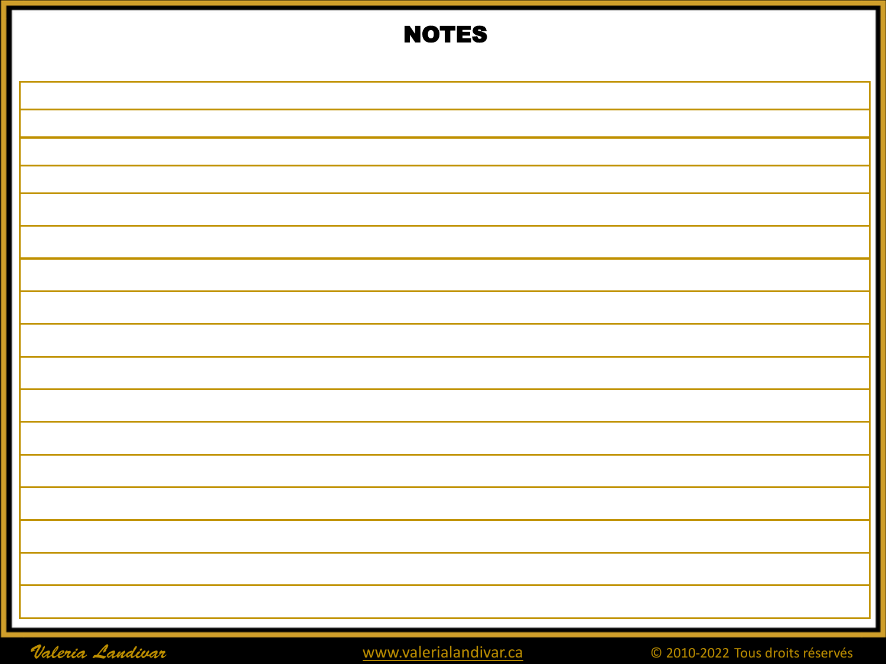# NOTES